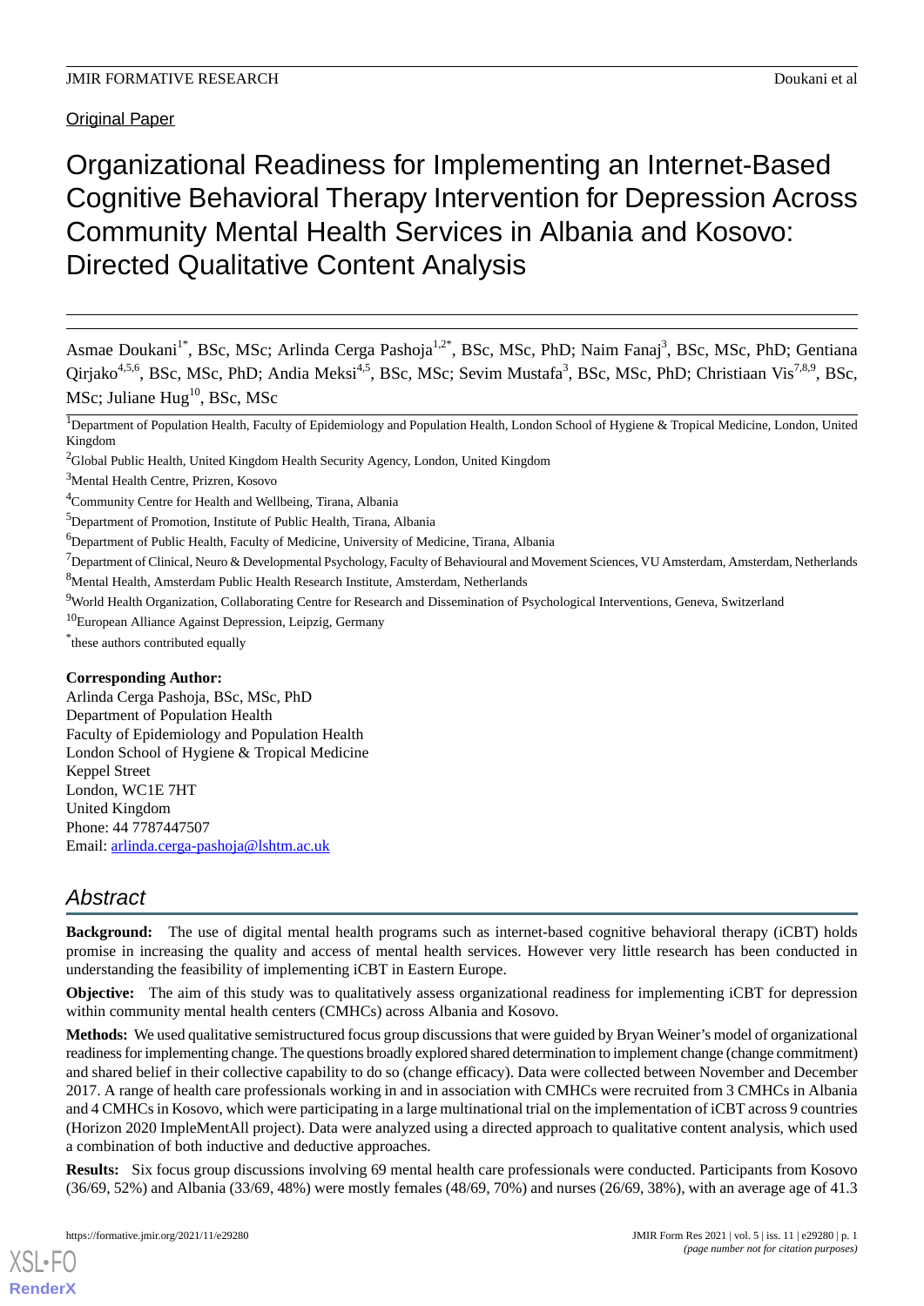Original Paper

# Organizational Readiness for Implementing an Internet-Based Cognitive Behavioral Therapy Intervention for Depression Across Community Mental Health Services in Albania and Kosovo: Directed Qualitative Content Analysis

Asmae Doukani[1*], BSc, MSc; Arlinda Cerga Pashoja[1,2*], BSc, MSc, PhD; Naim Fanaj[3], BSc, MSc, PhD; Gentiana Qirjako[4,5,6], BSc, MSc, PhD; Andia Meksi[4,5], BSc, MSc; Sevim Mustafa[3], BSc, MSc, PhD; Christiaan Vis[7,8,9], BSc, MSc; Juliane Hug[10], BSc, MSc

[1]Department of Population Health, Faculty of Epidemiology and Population Health, London School of Hygiene & Tropical Medicine, London, United Kingdom

[2]Global Public Health, United Kingdom Health Security Agency, London, United Kingdom

[3]Mental Health Centre, Prizren, Kosovo

[4]Community Centre for Health and Wellbeing, Tirana, Albania

[5]Department of Promotion, Institute of Public Health, Tirana, Albania

[6]Department of Public Health, Faculty of Medicine, University of Medicine, Tirana, Albania

[7]Department of Clinical, Neuro & Developmental Psychology, Faculty of Behavioural and Movement Sciences, VU Amsterdam, Amsterdam, Netherlands

[8]Mental Health, Amsterdam Public Health Research Institute, Amsterdam, Netherlands

[9]World Health Organization, Collaborating Centre for Research and Dissemination of Psychological Interventions, Geneva, Switzerland

[10]European Alliance Against Depression, Leipzig, Germany

*these authors contributed equally

**Corresponding Author:**
Arlinda Cerga Pashoja, BSc, MSc, PhD
Department of Population Health
Faculty of Epidemiology and Population Health
London School of Hygiene & Tropical Medicine
Keppel Street
London, WC1E 7HT
United Kingdom
Phone: 44 7787447507
Email: arlinda.cerga-pashoja@lshtm.ac.uk

## Abstract

**Background:** The use of digital mental health programs such as internet-based cognitive behavioral therapy (iCBT) holds promise in increasing the quality and access of mental health services. However very little research has been conducted in understanding the feasibility of implementing iCBT in Eastern Europe.

**Objective:** The aim of this study was to qualitatively assess organizational readiness for implementing iCBT for depression within community mental health centers (CMHCs) across Albania and Kosovo.

**Methods:** We used qualitative semistructured focus group discussions that were guided by Bryan Weiner's model of organizational readiness for implementing change. The questions broadly explored shared determination to implement change (change commitment) and shared belief in their collective capability to do so (change efficacy). Data were collected between November and December 2017. A range of health care professionals working in and in association with CMHCs were recruited from 3 CMHCs in Albania and 4 CMHCs in Kosovo, which were participating in a large multinational trial on the implementation of iCBT across 9 countries (Horizon 2020 ImpleMentAll project). Data were analyzed using a directed approach to qualitative content analysis, which used a combination of both inductive and deductive approaches.

**Results:** Six focus group discussions involving 69 mental health care professionals were conducted. Participants from Kosovo (36/69, 52%) and Albania (33/69, 48%) were mostly females (48/69, 70%) and nurses (26/69, 38%), with an average age of 41.3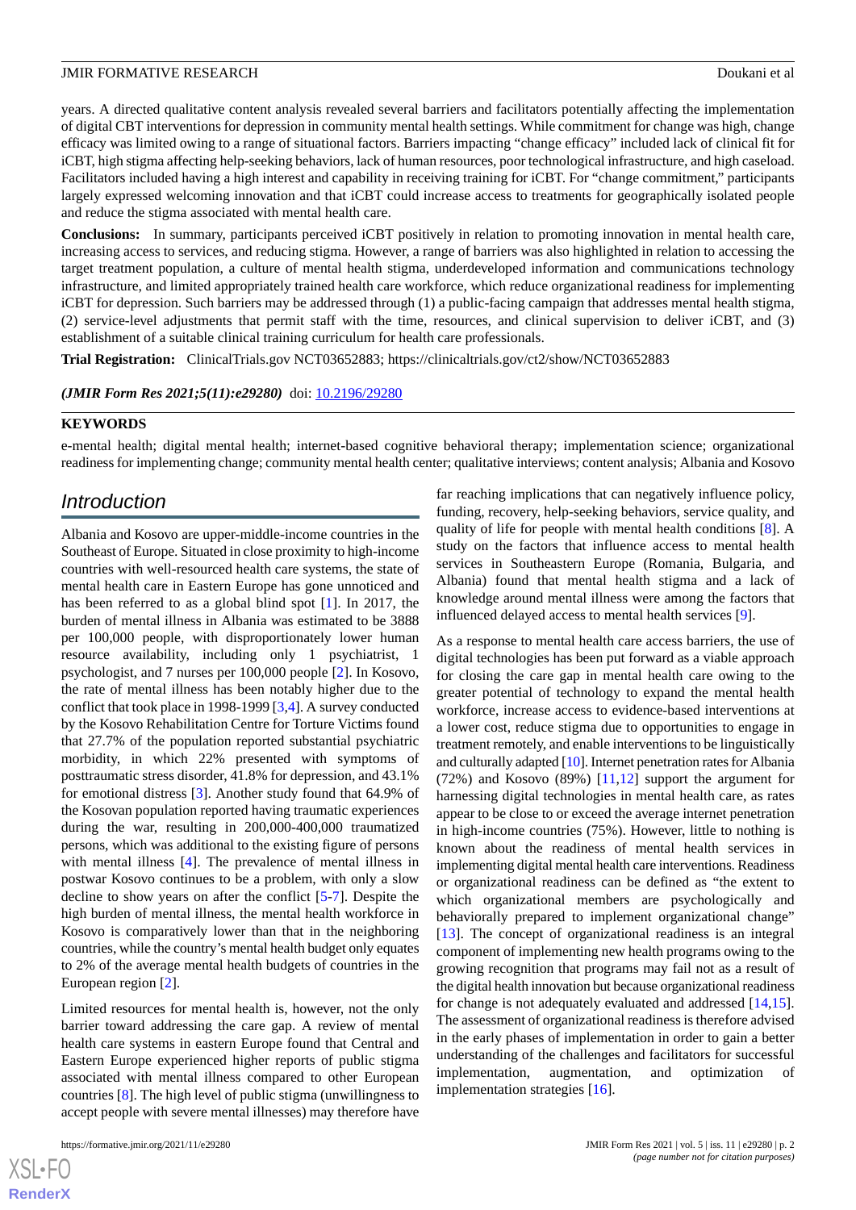years. A directed qualitative content analysis revealed several barriers and facilitators potentially affecting the implementation of digital CBT interventions for depression in community mental health settings. While commitment for change was high, change efficacy was limited owing to a range of situational factors. Barriers impacting "change efficacy" included lack of clinical fit for iCBT, high stigma affecting help-seeking behaviors, lack of human resources, poor technological infrastructure, and high caseload. Facilitators included having a high interest and capability in receiving training for iCBT. For "change commitment," participants largely expressed welcoming innovation and that iCBT could increase access to treatments for geographically isolated people and reduce the stigma associated with mental health care.

**Conclusions:** In summary, participants perceived iCBT positively in relation to promoting innovation in mental health care, increasing access to services, and reducing stigma. However, a range of barriers was also highlighted in relation to accessing the target treatment population, a culture of mental health stigma, underdeveloped information and communications technology infrastructure, and limited appropriately trained health care workforce, which reduce organizational readiness for implementing iCBT for depression. Such barriers may be addressed through (1) a public-facing campaign that addresses mental health stigma, (2) service-level adjustments that permit staff with the time, resources, and clinical supervision to deliver iCBT, and (3) establishment of a suitable clinical training curriculum for health care professionals.

**Trial Registration:** ClinicalTrials.gov NCT03652883; https://clinicaltrials.gov/ct2/show/NCT03652883

***(JMIR Form Res 2021;5(11):e29280)*** doi: 10.2196/29280

## KEYWORDS

e-mental health; digital mental health; internet-based cognitive behavioral therapy; implementation science; organizational readiness for implementing change; community mental health center; qualitative interviews; content analysis; Albania and Kosovo

## Introduction

Albania and Kosovo are upper-middle-income countries in the Southeast of Europe. Situated in close proximity to high-income countries with well-resourced health care systems, the state of mental health care in Eastern Europe has gone unnoticed and has been referred to as a global blind spot [1]. In 2017, the burden of mental illness in Albania was estimated to be 3888 per 100,000 people, with disproportionately lower human resource availability, including only 1 psychiatrist, 1 psychologist, and 7 nurses per 100,000 people [2]. In Kosovo, the rate of mental illness has been notably higher due to the conflict that took place in 1998-1999 [3,4]. A survey conducted by the Kosovo Rehabilitation Centre for Torture Victims found that 27.7% of the population reported substantial psychiatric morbidity, in which 22% presented with symptoms of posttraumatic stress disorder, 41.8% for depression, and 43.1% for emotional distress [3]. Another study found that 64.9% of the Kosovan population reported having traumatic experiences during the war, resulting in 200,000-400,000 traumatized persons, which was additional to the existing figure of persons with mental illness [4]. The prevalence of mental illness in postwar Kosovo continues to be a problem, with only a slow decline to show years on after the conflict [5-7]. Despite the high burden of mental illness, the mental health workforce in Kosovo is comparatively lower than that in the neighboring countries, while the country's mental health budget only equates to 2% of the average mental health budgets of countries in the European region [2].

Limited resources for mental health is, however, not the only barrier toward addressing the care gap. A review of mental health care systems in eastern Europe found that Central and Eastern Europe experienced higher reports of public stigma associated with mental illness compared to other European countries [8]. The high level of public stigma (unwillingness to accept people with severe mental illnesses) may therefore have far reaching implications that can negatively influence policy, funding, recovery, help-seeking behaviors, service quality, and quality of life for people with mental health conditions [8]. A study on the factors that influence access to mental health services in Southeastern Europe (Romania, Bulgaria, and Albania) found that mental health stigma and a lack of knowledge around mental illness were among the factors that influenced delayed access to mental health services [9].

As a response to mental health care access barriers, the use of digital technologies has been put forward as a viable approach for closing the care gap in mental health care owing to the greater potential of technology to expand the mental health workforce, increase access to evidence-based interventions at a lower cost, reduce stigma due to opportunities to engage in treatment remotely, and enable interventions to be linguistically and culturally adapted [10]. Internet penetration rates for Albania (72%) and Kosovo (89%) [11,12] support the argument for harnessing digital technologies in mental health care, as rates appear to be close to or exceed the average internet penetration in high-income countries (75%). However, little to nothing is known about the readiness of mental health services in implementing digital mental health care interventions. Readiness or organizational readiness can be defined as "the extent to which organizational members are psychologically and behaviorally prepared to implement organizational change" [13]. The concept of organizational readiness is an integral component of implementing new health programs owing to the growing recognition that programs may fail not as a result of the digital health innovation but because organizational readiness for change is not adequately evaluated and addressed [14,15]. The assessment of organizational readiness is therefore advised in the early phases of implementation in order to gain a better understanding of the challenges and facilitators for successful implementation, augmentation, and optimization of implementation strategies [16].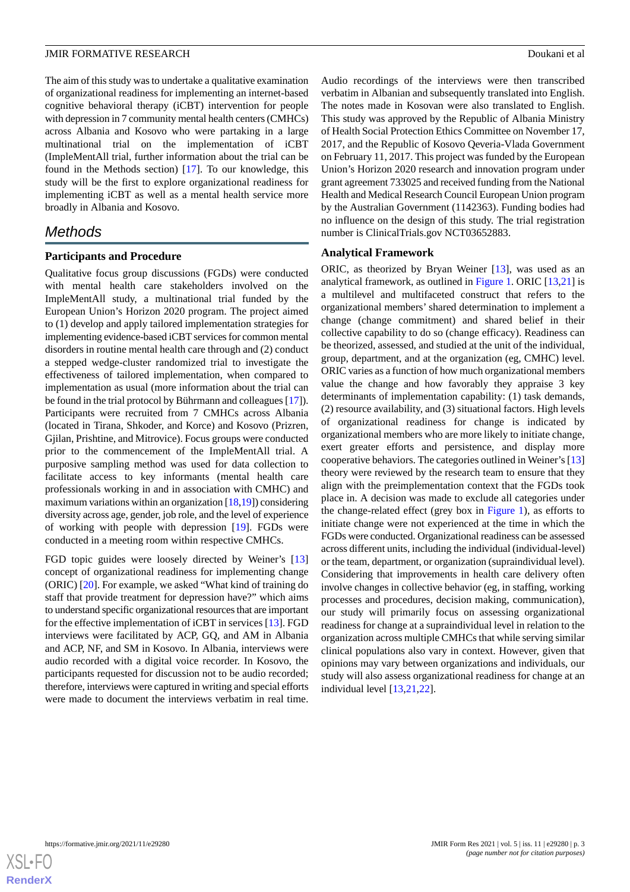The aim of this study was to undertake a qualitative examination of organizational readiness for implementing an internet-based cognitive behavioral therapy (iCBT) intervention for people with depression in 7 community mental health centers (CMHCs) across Albania and Kosovo who were partaking in a large multinational trial on the implementation of iCBT (ImpleMentAll trial, further information about the trial can be found in the Methods section) [17]. To our knowledge, this study will be the first to explore organizational readiness for implementing iCBT as well as a mental health service more broadly in Albania and Kosovo.

## Methods

### Participants and Procedure

Qualitative focus group discussions (FGDs) were conducted with mental health care stakeholders involved on the ImpleMentAll study, a multinational trial funded by the European Union's Horizon 2020 program. The project aimed to (1) develop and apply tailored implementation strategies for implementing evidence-based iCBT services for common mental disorders in routine mental health care through and (2) conduct a stepped wedge-cluster randomized trial to investigate the effectiveness of tailored implementation, when compared to implementation as usual (more information about the trial can be found in the trial protocol by Bührmann and colleagues [17]). Participants were recruited from 7 CMHCs across Albania (located in Tirana, Shkoder, and Korce) and Kosovo (Prizren, Gjilan, Prishtine, and Mitrovice). Focus groups were conducted prior to the commencement of the ImpleMentAll trial. A purposive sampling method was used for data collection to facilitate access to key informants (mental health care professionals working in and in association with CMHC) and maximum variations within an organization [18,19]) considering diversity across age, gender, job role, and the level of experience of working with people with depression [19]. FGDs were conducted in a meeting room within respective CMHCs.

FGD topic guides were loosely directed by Weiner's [13] concept of organizational readiness for implementing change (ORIC) [20]. For example, we asked "What kind of training do staff that provide treatment for depression have?" which aims to understand specific organizational resources that are important for the effective implementation of iCBT in services [13]. FGD interviews were facilitated by ACP, GQ, and AM in Albania and ACP, NF, and SM in Kosovo. In Albania, interviews were audio recorded with a digital voice recorder. In Kosovo, the participants requested for discussion not to be audio recorded; therefore, interviews were captured in writing and special efforts were made to document the interviews verbatim in real time. Audio recordings of the interviews were then transcribed verbatim in Albanian and subsequently translated into English. The notes made in Kosovan were also translated to English. This study was approved by the Republic of Albania Ministry of Health Social Protection Ethics Committee on November 17, 2017, and the Republic of Kosovo Qeveria-Vlada Government on February 11, 2017. This project was funded by the European Union's Horizon 2020 research and innovation program under grant agreement 733025 and received funding from the National Health and Medical Research Council European Union program by the Australian Government (1142363). Funding bodies had no influence on the design of this study. The trial registration number is ClinicalTrials.gov NCT03652883.

### Analytical Framework

ORIC, as theorized by Bryan Weiner [13], was used as an analytical framework, as outlined in Figure 1. ORIC [13,21] is a multilevel and multifaceted construct that refers to the organizational members' shared determination to implement a change (change commitment) and shared belief in their collective capability to do so (change efficacy). Readiness can be theorized, assessed, and studied at the unit of the individual, group, department, and at the organization (eg, CMHC) level. ORIC varies as a function of how much organizational members value the change and how favorably they appraise 3 key determinants of implementation capability: (1) task demands, (2) resource availability, and (3) situational factors. High levels of organizational readiness for change is indicated by organizational members who are more likely to initiate change, exert greater efforts and persistence, and display more cooperative behaviors. The categories outlined in Weiner's [13] theory were reviewed by the research team to ensure that they align with the preimplementation context that the FGDs took place in. A decision was made to exclude all categories under the change-related effect (grey box in Figure 1), as efforts to initiate change were not experienced at the time in which the FGDs were conducted. Organizational readiness can be assessed across different units, including the individual (individual-level) or the team, department, or organization (supraindividual level). Considering that improvements in health care delivery often involve changes in collective behavior (eg, in staffing, working processes and procedures, decision making, communication), our study will primarily focus on assessing organizational readiness for change at a supraindividual level in relation to the organization across multiple CMHCs that while serving similar clinical populations also vary in context. However, given that opinions may vary between organizations and individuals, our study will also assess organizational readiness for change at an individual level [13,21,22].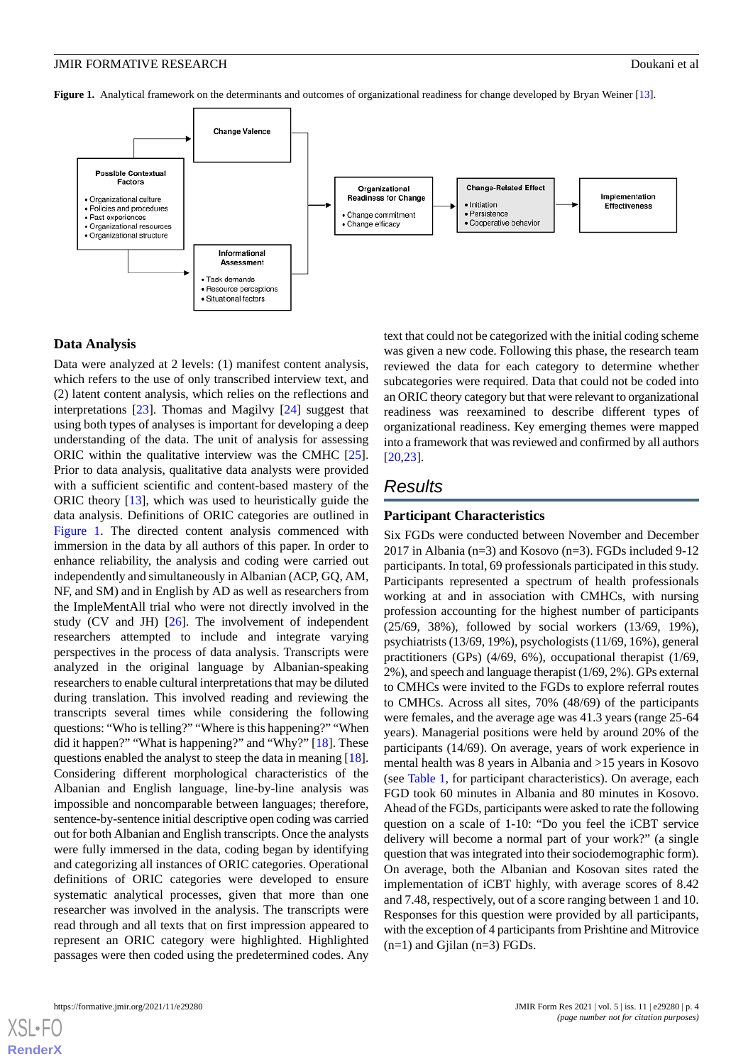**Figure 1.** Analytical framework on the determinants and outcomes of organizational readiness for change developed by Bryan Weiner [13].

### Data Analysis

Data were analyzed at 2 levels: (1) manifest content analysis, which refers to the use of only transcribed interview text, and (2) latent content analysis, which relies on the reflections and interpretations [23]. Thomas and Magilvy [24] suggest that using both types of analyses is important for developing a deep understanding of the data. The unit of analysis for assessing ORIC within the qualitative interview was the CMHC [25]. Prior to data analysis, qualitative data analysts were provided with a sufficient scientific and content-based mastery of the ORIC theory [13], which was used to heuristically guide the data analysis. Definitions of ORIC categories are outlined in Figure 1. The directed content analysis commenced with immersion in the data by all authors of this paper. In order to enhance reliability, the analysis and coding were carried out independently and simultaneously in Albanian (ACP, GV, AM, NF, and SM) and in English by AD as well as researchers from the ImpleMentAll trial who were not directly involved in the study (CV and JH) [26]. The involvement of independent researchers attempted to include and integrate varying perspectives in the process of data analysis. Transcripts were analyzed in the original language by Albanian-speaking researchers to enable cultural interpretations that may be diluted during translation. This involved reading and rereading the transcripts several times while considering the following questions: "Who is telling?" "Where is this happening?" "When did it happen?" "What is happening?" and "Why?" [18]. These questions enabled the analyst to steep the data in meaning [18]. Considering different morphological characteristics of the Albanian and English language, line-by-line analysis was impossible and noncomparable between languages; therefore, sentence-by-sentence initial descriptive open coding was carried out for both Albanian and English transcripts. Once the analysts were fully immersed in the data, coding began by identifying and categorizing all instances of ORIC categories. Operational definitions of ORIC categories were developed to ensure systematic analytical processes, given that more than one researcher was involved in the analysis. The transcripts were read through and all texts that on first impression appeared to represent an ORIC category were highlighted. Highlighted passages were then coded using the predetermined codes. Any text that could not be categorized with the initial coding scheme was given a new code. Following this phase, the research team reviewed the data for each category to determine whether subcategories were required. Data that could not be coded into an ORIC theory category but that were relevant to organizational readiness was reexamined to describe different types of organizational readiness. Key emerging themes were mapped into a framework that was reviewed and confirmed by all authors [20,23].

## Results

### Participant Characteristics

Six FGDs were conducted between November and December 2017 in Albania (n=3) and Kosovo (n=3). FGDs included 9-12 participants. In total, 69 professionals participated in this study. Participants represented a spectrum of health professionals working at and in association with CMHCs, with nursing profession accounting for the highest number of participants (25/69, 38%), followed by social workers (13/69, 19%), psychiatrists (13/69, 19%), psychologists (11/69, 16%), general practitioners (GPs) (4/69, 6%), occupational therapist (1/69, 2%), and speech and language therapist (1/69, 2%). GPs external to CMHCs were invited to the FGDs to explore referral routes to CMHCs. Across all sites, 70% (48/69) of the participants were females, and the average age was 41.3 years (range 25-64 years). Managerial positions were held by around 20% of the participants (14/69). On average, years of work experience in mental health was 8 years in Albania and >15 years in Kosovo (see Table 1, for participant characteristics). On average, each FGD took 60 minutes in Albania and 80 minutes in Kosovo. Ahead of the FGDs, participants were asked to rate the following question on a scale of 1-10: "Do you feel the iCBT service delivery will become a normal part of your work?" (a single question that was integrated into their sociodemographic form). On average, both the Albanian and Kosovan sites rated the implementation of iCBT highly, with average scores of 8.42 and 7.48, respectively, out of a score ranging between 1 and 10. Responses for this question were provided by all participants, with the exception of 4 participants from Prishtine and Mitrovice (n=1) and Gjilan (n=3) FGDs.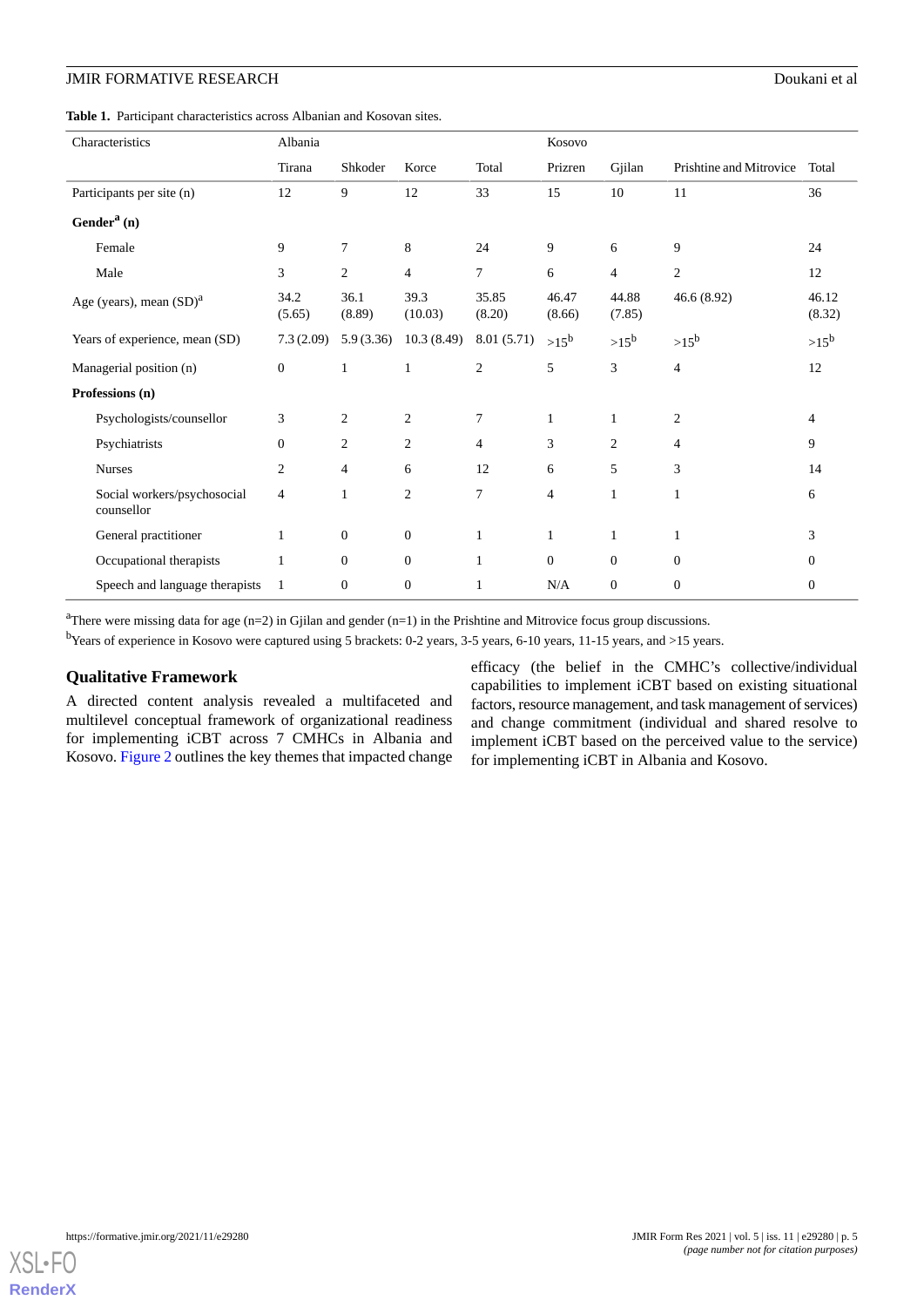**Table 1.** Participant characteristics across Albanian and Kosovan sites.

| Characteristics | Albania | | | | Kosovo | | | |
|---|---|---|---|---|---|---|---|---|
| | Tirana | Shkoder | Korce | Total | Prizren | Gjilan | Prishtine and Mitrovice | Total |
| Participants per site (n) | 12 | 9 | 12 | 33 | 15 | 10 | 11 | 36 |
| **Gender[a] (n)** | | | | | | | | |
| Female | 9 | 7 | 8 | 24 | 9 | 6 | 9 | 24 |
| Male | 3 | 2 | 4 | 7 | 6 | 4 | 2 | 12 |
| Age (years), mean (SD)[a] | 34.2 (5.65) | 36.1 (8.89) | 39.3 (10.03) | 35.85 (8.20) | 46.47 (8.66) | 44.88 (7.85) | 46.6 (8.92) | 46.12 (8.32) |
| Years of experience, mean (SD) | 7.3 (2.09) | 5.9 (3.36) | 10.3 (8.49) | 8.01 (5.71) | >15[b] | >15[b] | >15[b] | >15[b] |
| Managerial position (n) | 0 | 1 | 1 | 2 | 5 | 3 | 4 | 12 |
| **Professions (n)** | | | | | | | | |
| Psychologists/counsellor | 3 | 2 | 2 | 7 | 1 | 1 | 2 | 4 |
| Psychiatrists | 0 | 2 | 2 | 4 | 3 | 2 | 4 | 9 |
| Nurses | 2 | 4 | 6 | 12 | 6 | 5 | 3 | 14 |
| Social workers/psychosocial counsellor | 4 | 1 | 2 | 7 | 4 | 1 | 1 | 6 |
| General practitioner | 1 | 0 | 0 | 1 | 1 | 1 | 1 | 3 |
| Occupational therapists | 1 | 0 | 0 | 1 | 0 | 0 | 0 | 0 |
| Speech and language therapists | 1 | 0 | 0 | 1 | N/A | 0 | 0 | 0 |

[a]There were missing data for age (n=2) in Gjilan and gender (n=1) in the Prishtine and Mitrovice focus group discussions.

[b]Years of experience in Kosovo were captured using 5 brackets: 0-2 years, 3-5 years, 6-10 years, 11-15 years, and >15 years.

## Qualitative Framework

A directed content analysis revealed a multifaceted and multilevel conceptual framework of organizational readiness for implementing iCBT across 7 CMHCs in Albania and Kosovo. Figure 2 outlines the key themes that impacted change efficacy (the belief in the CMHC's collective/individual capabilities to implement iCBT based on existing situational factors, resource management, and task management of services) and change commitment (individual and shared resolve to implement iCBT based on the perceived value to the service) for implementing iCBT in Albania and Kosovo.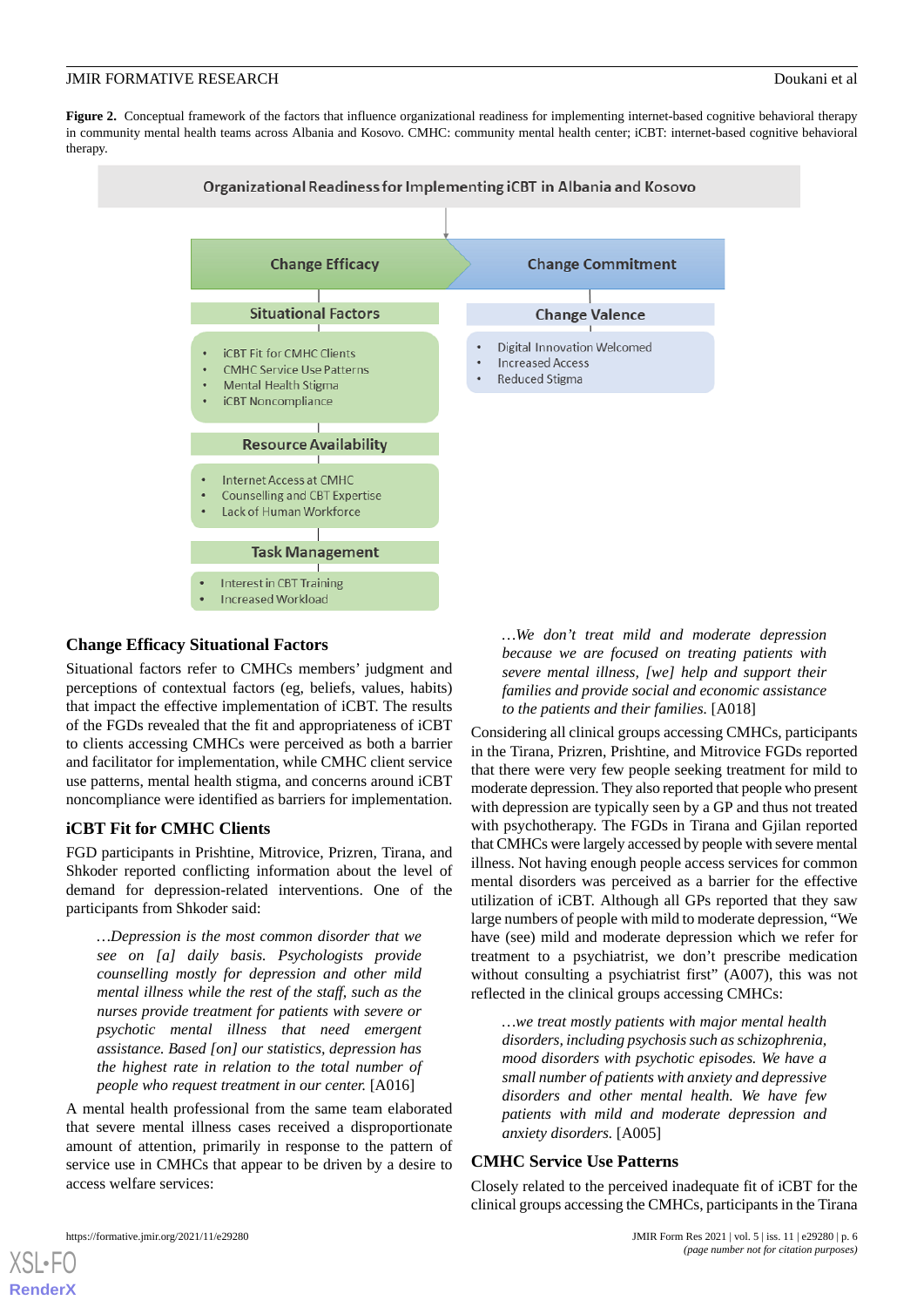**Figure 2.** Conceptual framework of the factors that influence organizational readiness for implementing internet-based cognitive behavioral therapy in community mental health teams across Albania and Kosovo. CMHC: community mental health center; iCBT: internet-based cognitive behavioral therapy.

Organizational Readiness for Implementing iCBT in Albania and Kosovo

**Change Efficacy**

Situational Factors
- iCBT Fit for CMHC Clients
- CMHC Service Use Patterns
- Mental Health Stigma
- iCBT Noncompliance

Resource Availability
- Internet Access at CMHC
- Counselling and CBT Expertise
- Lack of Human Workforce

Task Management
- Interest in CBT Training
- Increased Workload

**Change Commitment**

Change Valence
- Digital Innovation Welcomed
- Increased Access
- Reduced Stigma

### Change Efficacy Situational Factors

Situational factors refer to CMHCs members' judgment and perceptions of contextual factors (eg, beliefs, values, habits) that impact the effective implementation of iCBT. The results of the FGDs revealed that the fit and appropriateness of iCBT to clients accessing CMHCs were perceived as both a barrier and facilitator for implementation, while CMHC client service use patterns, mental health stigma, and concerns around iCBT noncompliance were identified as barriers for implementation.

#### iCBT Fit for CMHC Clients

FGD participants in Prishtine, Mitrovice, Prizren, Tirana, and Shkoder reported conflicting information about the level of demand for depression-related interventions. One of the participants from Shkoder said:

> *...Depression is the most common disorder that we see on [a] daily basis. Psychologists provide counselling mostly for depression and other mild mental illness while the rest of the staff, such as the nurses provide treatment for patients with severe or psychotic mental illness that need emergent assistance. Based [on] our statistics, depression has the highest rate in relation to the total number of people who request treatment in our center.* [A016]

A mental health professional from the same team elaborated that severe mental illness cases received a disproportionate amount of attention, primarily in response to the pattern of service use in CMHCs that appear to be driven by a desire to access welfare services:

> *...We don't treat mild and moderate depression because we are focused on treating patients with severe mental illness, [we] help and support their families and provide social and economic assistance to the patients and their families.* [A018]

Considering all clinical groups accessing CMHCs, participants in the Tirana, Prizren, Prishtine, and Mitrovice FGDs reported that there were very few people seeking treatment for mild to moderate depression. They also reported that people who present with depression are typically seen by a GP and thus not treated with psychotherapy. The FGDs in Tirana and Gjilan reported that CMHCs were largely accessed by people with severe mental illness. Not having enough people access services for common mental disorders was perceived as a barrier for the effective utilization of iCBT. Although all GPs reported that they saw large numbers of people with mild to moderate depression, "We have (see) mild and moderate depression which we refer for treatment to a psychiatrist, we don't prescribe medication without consulting a psychiatrist first" (A007), this was not reflected in the clinical groups accessing CMHCs:

> *...we treat mostly patients with major mental health disorders, including psychosis such as schizophrenia, mood disorders with psychotic episodes. We have a small number of patients with anxiety and depressive disorders and other mental health. We have few patients with mild and moderate depression and anxiety disorders.* [A005]

#### CMHC Service Use Patterns

Closely related to the perceived inadequate fit of iCBT for the clinical groups accessing the CMHCs, participants in the Tirana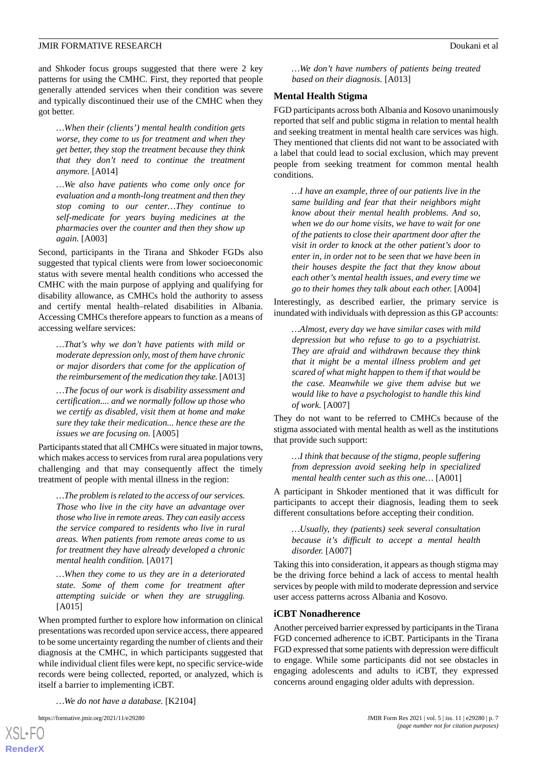and Shkoder focus groups suggested that there were 2 key patterns for using the CMHC. First, they reported that people generally attended services when their condition was severe and typically discontinued their use of the CMHC when they got better.

> *…When their (clients') mental health condition gets worse, they come to us for treatment and when they get better, they stop the treatment because they think that they don't need to continue the treatment anymore.* [A014]

> *…We also have patients who come only once for evaluation and a month-long treatment and then they stop coming to our center…They continue to self-medicate for years buying medicines at the pharmacies over the counter and then they show up again.* [A003]

Second, participants in the Tirana and Shkoder FGDs also suggested that typical clients were from lower socioeconomic status with severe mental health conditions who accessed the CMHC with the main purpose of applying and qualifying for disability allowance, as CMHCs hold the authority to assess and certify mental health–related disabilities in Albania. Accessing CMHCs therefore appears to function as a means of accessing welfare services:

> *…That's why we don't have patients with mild or moderate depression only, most of them have chronic or major disorders that come for the application of the reimbursement of the medication they take.* [A013]

> *…The focus of our work is disability assessment and certification.... and we normally follow up those who we certify as disabled, visit them at home and make sure they take their medication... hence these are the issues we are focusing on.* [A005]

Participants stated that all CMHCs were situated in major towns, which makes access to services from rural area populations very challenging and that may consequently affect the timely treatment of people with mental illness in the region:

> *…The problem is related to the access of our services. Those who live in the city have an advantage over those who live in remote areas. They can easily access the service compared to residents who live in rural areas. When patients from remote areas come to us for treatment they have already developed a chronic mental health condition.* [A017]

> *…When they come to us they are in a deteriorated state. Some of them come for treatment after attempting suicide or when they are struggling.* [A015]

When prompted further to explore how information on clinical presentations was recorded upon service access, there appeared to be some uncertainty regarding the number of clients and their diagnosis at the CMHC, in which participants suggested that while individual client files were kept, no specific service-wide records were being collected, reported, or analyzed, which is itself a barrier to implementing iCBT.

> *…We do not have a database.* [K2104]

> *…We don't have numbers of patients being treated based on their diagnosis.* [A013]

### Mental Health Stigma

FGD participants across both Albania and Kosovo unanimously reported that self and public stigma in relation to mental health and seeking treatment in mental health care services was high. They mentioned that clients did not want to be associated with a label that could lead to social exclusion, which may prevent people from seeking treatment for common mental health conditions.

> *…I have an example, three of our patients live in the same building and fear that their neighbors might know about their mental health problems. And so, when we do our home visits, we have to wait for one of the patients to close their apartment door after the visit in order to knock at the other patient's door to enter in, in order not to be seen that we have been in their houses despite the fact that they know about each other's mental health issues, and every time we go to their homes they talk about each other.* [A004]

Interestingly, as described earlier, the primary service is inundated with individuals with depression as this GP accounts:

> *…Almost, every day we have similar cases with mild depression but who refuse to go to a psychiatrist. They are afraid and withdrawn because they think that it might be a mental illness problem and get scared of what might happen to them if that would be the case. Meanwhile we give them advise but we would like to have a psychologist to handle this kind of work.* [A007]

They do not want to be referred to CMHCs because of the stigma associated with mental health as well as the institutions that provide such support:

> *…I think that because of the stigma, people suffering from depression avoid seeking help in specialized mental health center such as this one…* [A001]

A participant in Shkoder mentioned that it was difficult for participants to accept their diagnosis, leading them to seek different consultations before accepting their condition.

> *…Usually, they (patients) seek several consultation because it's difficult to accept a mental health disorder.* [A007]

Taking this into consideration, it appears as though stigma may be the driving force behind a lack of access to mental health services by people with mild to moderate depression and service user access patterns across Albania and Kosovo.

### iCBT Nonadherence

Another perceived barrier expressed by participants in the Tirana FGD concerned adherence to iCBT. Participants in the Tirana FGD expressed that some patients with depression were difficult to engage. While some participants did not see obstacles in engaging adolescents and adults to iCBT, they expressed concerns around engaging older adults with depression.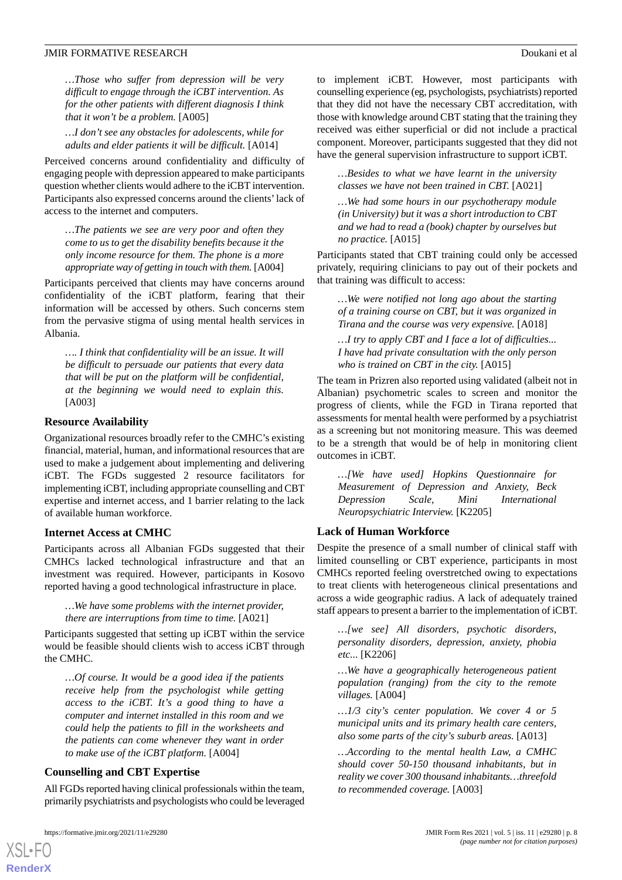*…Those who suffer from depression will be very difficult to engage through the iCBT intervention. As for the other patients with different diagnosis I think that it won't be a problem.* [A005]

*…I don't see any obstacles for adolescents, while for adults and elder patients it will be difficult.* [A014]

Perceived concerns around confidentiality and difficulty of engaging people with depression appeared to make participants question whether clients would adhere to the iCBT intervention. Participants also expressed concerns around the clients' lack of access to the internet and computers.

*…The patients we see are very poor and often they come to us to get the disability benefits because it the only income resource for them. The phone is a more appropriate way of getting in touch with them.* [A004]

Participants perceived that clients may have concerns around confidentiality of the iCBT platform, fearing that their information will be accessed by others. Such concerns stem from the pervasive stigma of using mental health services in Albania.

*…. I think that confidentiality will be an issue. It will be difficult to persuade our patients that every data that will be put on the platform will be confidential, at the beginning we would need to explain this.* [A003]

### Resource Availability

Organizational resources broadly refer to the CMHC's existing financial, material, human, and informational resources that are used to make a judgement about implementing and delivering iCBT. The FGDs suggested 2 resource facilitators for implementing iCBT, including appropriate counselling and CBT expertise and internet access, and 1 barrier relating to the lack of available human workforce.

### Internet Access at CMHC

Participants across all Albanian FGDs suggested that their CMHCs lacked technological infrastructure and that an investment was required. However, participants in Kosovo reported having a good technological infrastructure in place.

*…We have some problems with the internet provider, there are interruptions from time to time.* [A021]

Participants suggested that setting up iCBT within the service would be feasible should clients wish to access iCBT through the CMHC.

*…Of course. It would be a good idea if the patients receive help from the psychologist while getting access to the iCBT. It's a good thing to have a computer and internet installed in this room and we could help the patients to fill in the worksheets and the patients can come whenever they want in order to make use of the iCBT platform.* [A004]

### Counselling and CBT Expertise

All FGDs reported having clinical professionals within the team, primarily psychiatrists and psychologists who could be leveraged to implement iCBT. However, most participants with counselling experience (eg, psychologists, psychiatrists) reported that they did not have the necessary CBT accreditation, with those with knowledge around CBT stating that the training they received was either superficial or did not include a practical component. Moreover, participants suggested that they did not have the general supervision infrastructure to support iCBT.

*…Besides to what we have learnt in the university classes we have not been trained in CBT.* [A021]

*…We had some hours in our psychotherapy module (in University) but it was a short introduction to CBT and we had to read a (book) chapter by ourselves but no practice.* [A015]

Participants stated that CBT training could only be accessed privately, requiring clinicians to pay out of their pockets and that training was difficult to access:

*…We were notified not long ago about the starting of a training course on CBT, but it was organized in Tirana and the course was very expensive.* [A018]

*…I try to apply CBT and I face a lot of difficulties... I have had private consultation with the only person who is trained on CBT in the city.* [A015]

The team in Prizren also reported using validated (albeit not in Albanian) psychometric scales to screen and monitor the progress of clients, while the FGD in Tirana reported that assessments for mental health were performed by a psychiatrist as a screening but not monitoring measure. This was deemed to be a strength that would be of help in monitoring client outcomes in iCBT.

*…[We have used] Hopkins Questionnaire for Measurement of Depression and Anxiety, Beck Depression Scale, Mini International Neuropsychiatric Interview.* [K2205]

### Lack of Human Workforce

Despite the presence of a small number of clinical staff with limited counselling or CBT experience, participants in most CMHCs reported feeling overstretched owing to expectations to treat clients with heterogeneous clinical presentations and across a wide geographic radius. A lack of adequately trained staff appears to present a barrier to the implementation of iCBT.

*…[we see] All disorders, psychotic disorders, personality disorders, depression, anxiety, phobia etc...* [K2206]

*…We have a geographically heterogeneous patient population (ranging) from the city to the remote villages.* [A004]

*…1/3 city's center population. We cover 4 or 5 municipal units and its primary health care centers, also some parts of the city's suburb areas.* [A013]

*…According to the mental health Law, a CMHC should cover 50-150 thousand inhabitants, but in reality we cover 300 thousand inhabitants…threefold to recommended coverage.* [A003]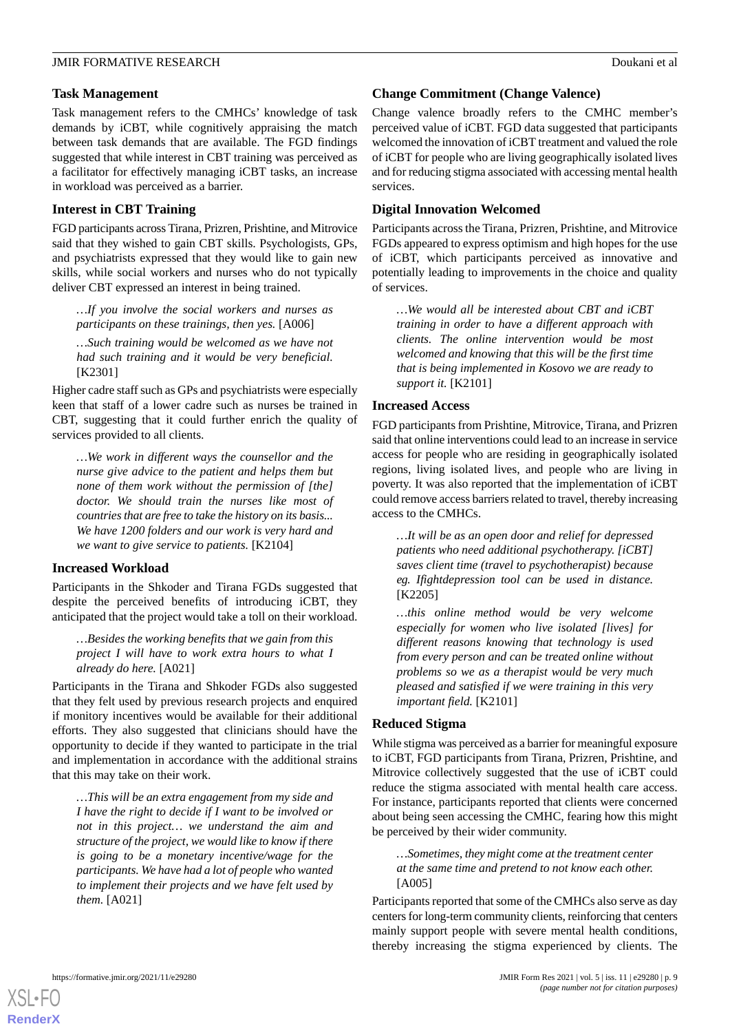### Task Management

Task management refers to the CMHCs' knowledge of task demands by iCBT, while cognitively appraising the match between task demands that are available. The FGD findings suggested that while interest in CBT training was perceived as a facilitator for effectively managing iCBT tasks, an increase in workload was perceived as a barrier.

### Interest in CBT Training

FGD participants across Tirana, Prizren, Prishtine, and Mitrovice said that they wished to gain CBT skills. Psychologists, GPs, and psychiatrists expressed that they would like to gain new skills, while social workers and nurses who do not typically deliver CBT expressed an interest in being trained.

> *…If you involve the social workers and nurses as participants on these trainings, then yes.* [A006]

> *…Such training would be welcomed as we have not had such training and it would be very beneficial.* [K2301]

Higher cadre staff such as GPs and psychiatrists were especially keen that staff of a lower cadre such as nurses be trained in CBT, suggesting that it could further enrich the quality of services provided to all clients.

> *…We work in different ways the counsellor and the nurse give advice to the patient and helps them but none of them work without the permission of [the] doctor. We should train the nurses like most of countries that are free to take the history on its basis... We have 1200 folders and our work is very hard and we want to give service to patients.* [K2104]

### Increased Workload

Participants in the Shkoder and Tirana FGDs suggested that despite the perceived benefits of introducing iCBT, they anticipated that the project would take a toll on their workload.

> *…Besides the working benefits that we gain from this project I will have to work extra hours to what I already do here.* [A021]

Participants in the Tirana and Shkoder FGDs also suggested that they felt used by previous research projects and enquired if monitory incentives would be available for their additional efforts. They also suggested that clinicians should have the opportunity to decide if they wanted to participate in the trial and implementation in accordance with the additional strains that this may take on their work.

> *…This will be an extra engagement from my side and I have the right to decide if I want to be involved or not in this project… we understand the aim and structure of the project, we would like to know if there is going to be a monetary incentive/wage for the participants. We have had a lot of people who wanted to implement their projects and we have felt used by them.* [A021]

### Change Commitment (Change Valence)

Change valence broadly refers to the CMHC member's perceived value of iCBT. FGD data suggested that participants welcomed the innovation of iCBT treatment and valued the role of iCBT for people who are living geographically isolated lives and for reducing stigma associated with accessing mental health services.

### Digital Innovation Welcomed

Participants across the Tirana, Prizren, Prishtine, and Mitrovice FGDs appeared to express optimism and high hopes for the use of iCBT, which participants perceived as innovative and potentially leading to improvements in the choice and quality of services.

> *…We would all be interested about CBT and iCBT training in order to have a different approach with clients. The online intervention would be most welcomed and knowing that this will be the first time that is being implemented in Kosovo we are ready to support it.* [K2101]

### Increased Access

FGD participants from Prishtine, Mitrovice, Tirana, and Prizren said that online interventions could lead to an increase in service access for people who are residing in geographically isolated regions, living isolated lives, and people who are living in poverty. It was also reported that the implementation of iCBT could remove access barriers related to travel, thereby increasing access to the CMHCs.

> *…It will be as an open door and relief for depressed patients who need additional psychotherapy. [iCBT] saves client time (travel to psychotherapist) because eg. Ifightdepression tool can be used in distance.* [K2205]

> *…this online method would be very welcome especially for women who live isolated [lives] for different reasons knowing that technology is used from every person and can be treated online without problems so we as a therapist would be very much pleased and satisfied if we were training in this very important field.* [K2101]

### Reduced Stigma

While stigma was perceived as a barrier for meaningful exposure to iCBT, FGD participants from Tirana, Prizren, Prishtine, and Mitrovice collectively suggested that the use of iCBT could reduce the stigma associated with mental health care access. For instance, participants reported that clients were concerned about being seen accessing the CMHC, fearing how this might be perceived by their wider community.

> *…Sometimes, they might come at the treatment center at the same time and pretend to not know each other.* [A005]

Participants reported that some of the CMHCs also serve as day centers for long-term community clients, reinforcing that centers mainly support people with severe mental health conditions, thereby increasing the stigma experienced by clients. The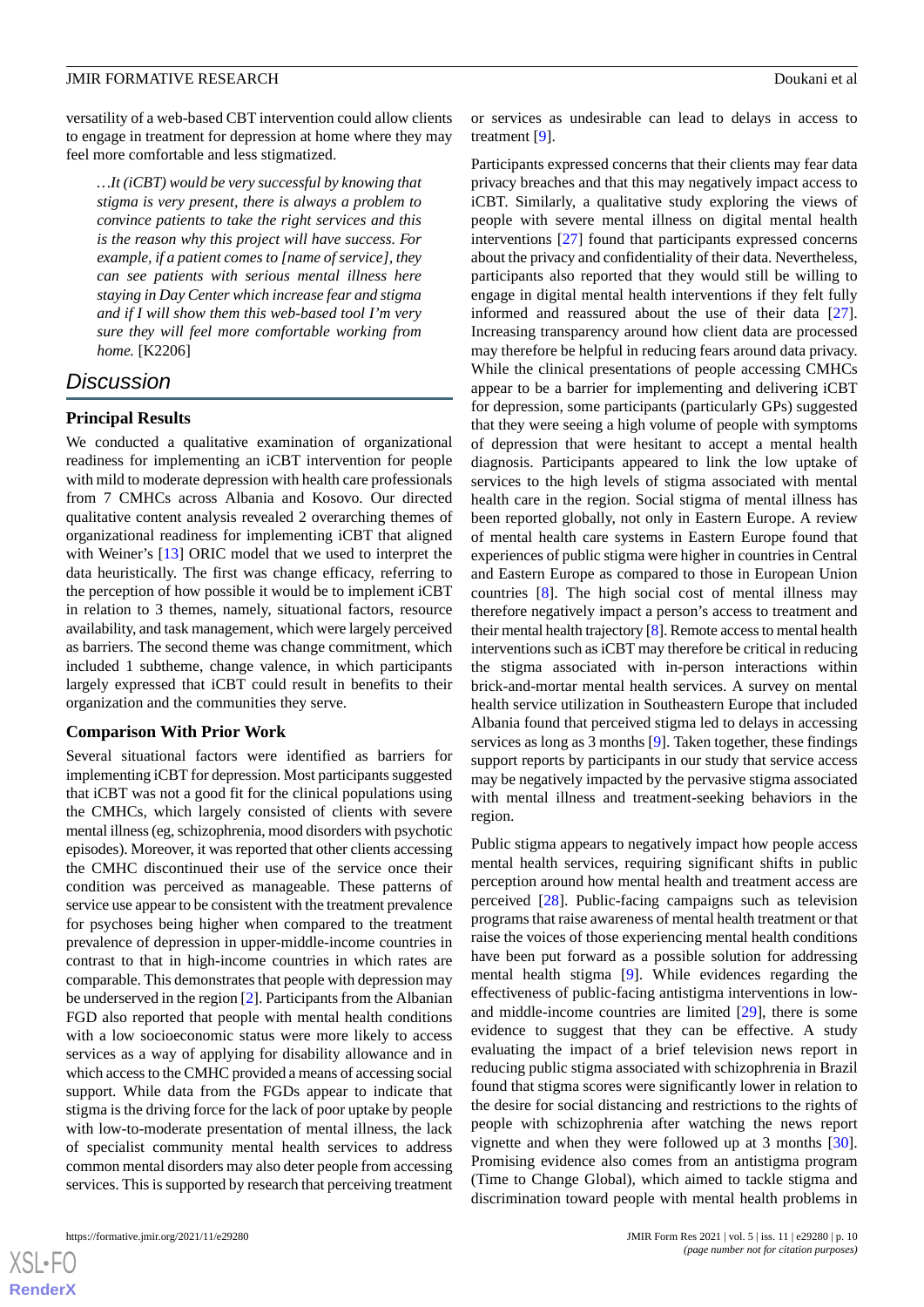versatility of a web-based CBT intervention could allow clients to engage in treatment for depression at home where they may feel more comfortable and less stigmatized.

> *…It (iCBT) would be very successful by knowing that stigma is very present, there is always a problem to convince patients to take the right services and this is the reason why this project will have success. For example, if a patient comes to [name of service], they can see patients with serious mental illness here staying in Day Center which increase fear and stigma and if I will show them this web-based tool I'm very sure they will feel more comfortable working from home.* [K2206]

## Discussion

### Principal Results

We conducted a qualitative examination of organizational readiness for implementing an iCBT intervention for people with mild to moderate depression with health care professionals from 7 CMHCs across Albania and Kosovo. Our directed qualitative content analysis revealed 2 overarching themes of organizational readiness for implementing iCBT that aligned with Weiner's [13] ORIC model that we used to interpret the data heuristically. The first was change efficacy, referring to the perception of how possible it would be to implement iCBT in relation to 3 themes, namely, situational factors, resource availability, and task management, which were largely perceived as barriers. The second theme was change commitment, which included 1 subtheme, change valence, in which participants largely expressed that iCBT could result in benefits to their organization and the communities they serve.

### Comparison With Prior Work

Several situational factors were identified as barriers for implementing iCBT for depression. Most participants suggested that iCBT was not a good fit for the clinical populations using the CMHCs, which largely consisted of clients with severe mental illness (eg, schizophrenia, mood disorders with psychotic episodes). Moreover, it was reported that other clients accessing the CMHC discontinued their use of the service once their condition was perceived as manageable. These patterns of service use appear to be consistent with the treatment prevalence for psychoses being higher when compared to the treatment prevalence of depression in upper-middle-income countries in contrast to that in high-income countries in which rates are comparable. This demonstrates that people with depression may be underserved in the region [2]. Participants from the Albanian FGD also reported that people with mental health conditions with a low socioeconomic status were more likely to access services as a way of applying for disability allowance and in which access to the CMHC provided a means of accessing social support. While data from the FGDs appear to indicate that stigma is the driving force for the lack of poor uptake by people with low-to-moderate presentation of mental illness, the lack of specialist community mental health services to address common mental disorders may also deter people from accessing services. This is supported by research that perceiving treatment or services as undesirable can lead to delays in access to treatment [9].

Participants expressed concerns that their clients may fear data privacy breaches and that this may negatively impact access to iCBT. Similarly, a qualitative study exploring the views of people with severe mental illness on digital mental health interventions [27] found that participants expressed concerns about the privacy and confidentiality of their data. Nevertheless, participants also reported that they would still be willing to engage in digital mental health interventions if they felt fully informed and reassured about the use of their data [27]. Increasing transparency around how client data are processed may therefore be helpful in reducing fears around data privacy. While the clinical presentations of people accessing CMHCs appear to be a barrier for implementing and delivering iCBT for depression, some participants (particularly GPs) suggested that they were seeing a high volume of people with symptoms of depression that were hesitant to accept a mental health diagnosis. Participants appeared to link the low uptake of services to the high levels of stigma associated with mental health care in the region. Social stigma of mental illness has been reported globally, not only in Eastern Europe. A review of mental health care systems in Eastern Europe found that experiences of public stigma were higher in countries in Central and Eastern Europe as compared to those in European Union countries [8]. The high social cost of mental illness may therefore negatively impact a person's access to treatment and their mental health trajectory [8]. Remote access to mental health interventions such as iCBT may therefore be critical in reducing the stigma associated with in-person interactions within brick-and-mortar mental health services. A survey on mental health service utilization in Southeastern Europe that included Albania found that perceived stigma led to delays in accessing services as long as 3 months [9]. Taken together, these findings support reports by participants in our study that service access may be negatively impacted by the pervasive stigma associated with mental illness and treatment-seeking behaviors in the region.

Public stigma appears to negatively impact how people access mental health services, requiring significant shifts in public perception around how mental health and treatment access are perceived [28]. Public-facing campaigns such as television programs that raise awareness of mental health treatment or that raise the voices of those experiencing mental health conditions have been put forward as a possible solution for addressing mental health stigma [9]. While evidences regarding the effectiveness of public-facing antistigma interventions in low- and middle-income countries are limited [29], there is some evidence to suggest that they can be effective. A study evaluating the impact of a brief television news report in reducing public stigma associated with schizophrenia in Brazil found that stigma scores were significantly lower in relation to the desire for social distancing and restrictions to the rights of people with schizophrenia after watching the news report vignette and when they were followed up at 3 months [30]. Promising evidence also comes from an antistigma program (Time to Change Global), which aimed to tackle stigma and discrimination toward people with mental health problems in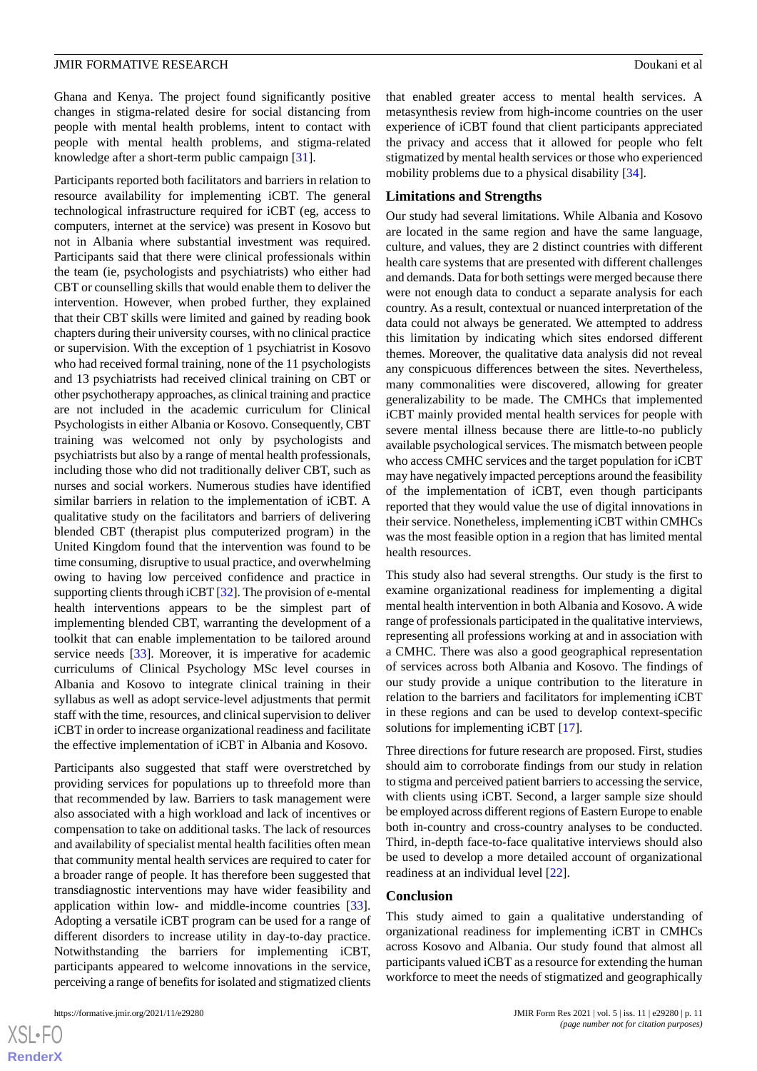Ghana and Kenya. The project found significantly positive changes in stigma-related desire for social distancing from people with mental health problems, intent to contact with people with mental health problems, and stigma-related knowledge after a short-term public campaign [31].

Participants reported both facilitators and barriers in relation to resource availability for implementing iCBT. The general technological infrastructure required for iCBT (eg, access to computers, internet at the service) was present in Kosovo but not in Albania where substantial investment was required. Participants said that there were clinical professionals within the team (ie, psychologists and psychiatrists) who either had CBT or counselling skills that would enable them to deliver the intervention. However, when probed further, they explained that their CBT skills were limited and gained by reading book chapters during their university courses, with no clinical practice or supervision. With the exception of 1 psychiatrist in Kosovo who had received formal training, none of the 11 psychologists and 13 psychiatrists had received clinical training on CBT or other psychotherapy approaches, as clinical training and practice are not included in the academic curriculum for Clinical Psychologists in either Albania or Kosovo. Consequently, CBT training was welcomed not only by psychologists and psychiatrists but also by a range of mental health professionals, including those who did not traditionally deliver CBT, such as nurses and social workers. Numerous studies have identified similar barriers in relation to the implementation of iCBT. A qualitative study on the facilitators and barriers of delivering blended CBT (therapist plus computerized program) in the United Kingdom found that the intervention was found to be time consuming, disruptive to usual practice, and overwhelming owing to having low perceived confidence and practice in supporting clients through iCBT [32]. The provision of e-mental health interventions appears to be the simplest part of implementing blended CBT, warranting the development of a toolkit that can enable implementation to be tailored around service needs [33]. Moreover, it is imperative for academic curriculums of Clinical Psychology MSc level courses in Albania and Kosovo to integrate clinical training in their syllabus as well as adopt service-level adjustments that permit staff with the time, resources, and clinical supervision to deliver iCBT in order to increase organizational readiness and facilitate the effective implementation of iCBT in Albania and Kosovo.

Participants also suggested that staff were overstretched by providing services for populations up to threefold more than that recommended by law. Barriers to task management were also associated with a high workload and lack of incentives or compensation to take on additional tasks. The lack of resources and availability of specialist mental health facilities often mean that community mental health services are required to cater for a broader range of people. It has therefore been suggested that transdiagnostic interventions may have wider feasibility and application within low- and middle-income countries [33]. Adopting a versatile iCBT program can be used for a range of different disorders to increase utility in day-to-day practice. Notwithstanding the barriers for implementing iCBT, participants appeared to welcome innovations in the service, perceiving a range of benefits for isolated and stigmatized clients that enabled greater access to mental health services. A metasynthesis review from high-income countries on the user experience of iCBT found that client participants appreciated the privacy and access that it allowed for people who felt stigmatized by mental health services or those who experienced mobility problems due to a physical disability [34].

### Limitations and Strengths

Our study had several limitations. While Albania and Kosovo are located in the same region and have the same language, culture, and values, they are 2 distinct countries with different health care systems that are presented with different challenges and demands. Data for both settings were merged because there were not enough data to conduct a separate analysis for each country. As a result, contextual or nuanced interpretation of the data could not always be generated. We attempted to address this limitation by indicating which sites endorsed different themes. Moreover, the qualitative data analysis did not reveal any conspicuous differences between the sites. Nevertheless, many commonalities were discovered, allowing for greater generalizability to be made. The CMHCs that implemented iCBT mainly provided mental health services for people with severe mental illness because there are little-to-no publicly available psychological services. The mismatch between people who access CMHC services and the target population for iCBT may have negatively impacted perceptions around the feasibility of the implementation of iCBT, even though participants reported that they would value the use of digital innovations in their service. Nonetheless, implementing iCBT within CMHCs was the most feasible option in a region that has limited mental health resources.

This study also had several strengths. Our study is the first to examine organizational readiness for implementing a digital mental health intervention in both Albania and Kosovo. A wide range of professionals participated in the qualitative interviews, representing all professions working at and in association with a CMHC. There was also a good geographical representation of services across both Albania and Kosovo. The findings of our study provide a unique contribution to the literature in relation to the barriers and facilitators for implementing iCBT in these regions and can be used to develop context-specific solutions for implementing iCBT [17].

Three directions for future research are proposed. First, studies should aim to corroborate findings from our study in relation to stigma and perceived patient barriers to accessing the service, with clients using iCBT. Second, a larger sample size should be employed across different regions of Eastern Europe to enable both in-country and cross-country analyses to be conducted. Third, in-depth face-to-face qualitative interviews should also be used to develop a more detailed account of organizational readiness at an individual level [22].

### Conclusion

This study aimed to gain a qualitative understanding of organizational readiness for implementing iCBT in CMHCs across Kosovo and Albania. Our study found that almost all participants valued iCBT as a resource for extending the human workforce to meet the needs of stigmatized and geographically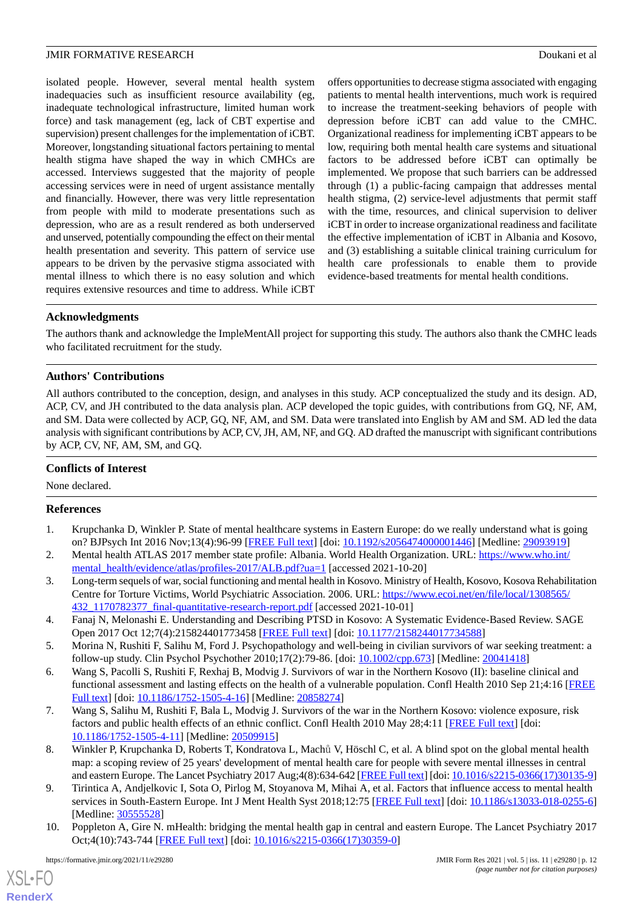isolated people. However, several mental health system inadequacies such as insufficient resource availability (eg, inadequate technological infrastructure, limited human work force) and task management (eg, lack of CBT expertise and supervision) present challenges for the implementation of iCBT. Moreover, longstanding situational factors pertaining to mental health stigma have shaped the way in which CMHCs are accessed. Interviews suggested that the majority of people accessing services were in need of urgent assistance mentally and financially. However, there was very little representation from people with mild to moderate presentations such as depression, who are as a result rendered as both underserved and unserved, potentially compounding the effect on their mental health presentation and severity. This pattern of service use appears to be driven by the pervasive stigma associated with mental illness to which there is no easy solution and which requires extensive resources and time to address. While iCBT offers opportunities to decrease stigma associated with engaging patients to mental health interventions, much work is required to increase the treatment-seeking behaviors of people with depression before iCBT can add value to the CMHC. Organizational readiness for implementing iCBT appears to be low, requiring both mental health care systems and situational factors to be addressed before iCBT can optimally be implemented. We propose that such barriers can be addressed through (1) a public-facing campaign that addresses mental health stigma, (2) service-level adjustments that permit staff with the time, resources, and clinical supervision to deliver iCBT in order to increase organizational readiness and facilitate the effective implementation of iCBT in Albania and Kosovo, and (3) establishing a suitable clinical training curriculum for health care professionals to enable them to provide evidence-based treatments for mental health conditions.

## Acknowledgments

The authors thank and acknowledge the ImpleMentAll project for supporting this study. The authors also thank the CMHC leads who facilitated recruitment for the study.

## Authors' Contributions

All authors contributed to the conception, design, and analyses in this study. ACP conceptualized the study and its design. AD, ACP, CV, and JH contributed to the data analysis plan. ACP developed the topic guides, with contributions from GQ, NF, AM, and SM. Data were collected by ACP, GQ, NF, AM, and SM. Data were translated into English by AM and SM. AD led the data analysis with significant contributions by ACP, CV, JH, AM, NF, and GQ. AD drafted the manuscript with significant contributions by ACP, CV, NF, AM, SM, and GQ.

## Conflicts of Interest

None declared.

## References

1. Krupchanka D, Winkler P. State of mental healthcare systems in Eastern Europe: do we really understand what is going on? BJPsych Int 2016 Nov;13(4):96-99 [FREE Full text] [doi: 10.1192/s2056474000001446] [Medline: 29093919]
2. Mental health ATLAS 2017 member state profile: Albania. World Health Organization. URL: https://www.who.int/mental_health/evidence/atlas/profiles-2017/ALB.pdf?ua=1 [accessed 2021-10-20]
3. Long-term sequels of war, social functioning and mental health in Kosovo. Ministry of Health, Kosovo, Kosova Rehabilitation Centre for Torture Victims, World Psychiatric Association. 2006. URL: https://www.ecoi.net/en/file/local/1308565/432_1170782377_final-quantitative-research-report.pdf [accessed 2021-10-01]
4. Fanaj N, Melonashi E. Understanding and Describing PTSD in Kosovo: A Systematic Evidence-Based Review. SAGE Open 2017 Oct 12;7(4):215824401773458 [FREE Full text] [doi: 10.1177/2158244017734588]
5. Morina N, Rushiti F, Salihu M, Ford J. Psychopathology and well-being in civilian survivors of war seeking treatment: a follow-up study. Clin Psychol Psychother 2010;17(2):79-86. [doi: 10.1002/cpp.673] [Medline: 20041418]
6. Wang S, Pacolli S, Rushiti F, Rexhaj B, Modvig J. Survivors of war in the Northern Kosovo (II): baseline clinical and functional assessment and lasting effects on the health of a vulnerable population. Confl Health 2010 Sep 21;4:16 [FREE Full text] [doi: 10.1186/1752-1505-4-16] [Medline: 20858274]
7. Wang S, Salihu M, Rushiti F, Bala L, Modvig J. Survivors of the war in the Northern Kosovo: violence exposure, risk factors and public health effects of an ethnic conflict. Confl Health 2010 May 28;4:11 [FREE Full text] [doi: 10.1186/1752-1505-4-11] [Medline: 20509915]
8. Winkler P, Krupchanka D, Roberts T, Kondratova L, Machů V, Höschl C, et al. A blind spot on the global mental health map: a scoping review of 25 years' development of mental health care for people with severe mental illnesses in central and eastern Europe. The Lancet Psychiatry 2017 Aug;4(8):634-642 [FREE Full text] [doi: 10.1016/s2215-0366(17)30135-9]
9. Tirintica A, Andjelkovic I, Sota O, Pirlog M, Stoyanova M, Mihai A, et al. Factors that influence access to mental health services in South-Eastern Europe. Int J Ment Health Syst 2018;12:75 [FREE Full text] [doi: 10.1186/s13033-018-0255-6] [Medline: 30555528]
10. Poppleton A, Gire N. mHealth: bridging the mental health gap in central and eastern Europe. The Lancet Psychiatry 2017 Oct;4(10):743-744 [FREE Full text] [doi: 10.1016/s2215-0366(17)30359-0]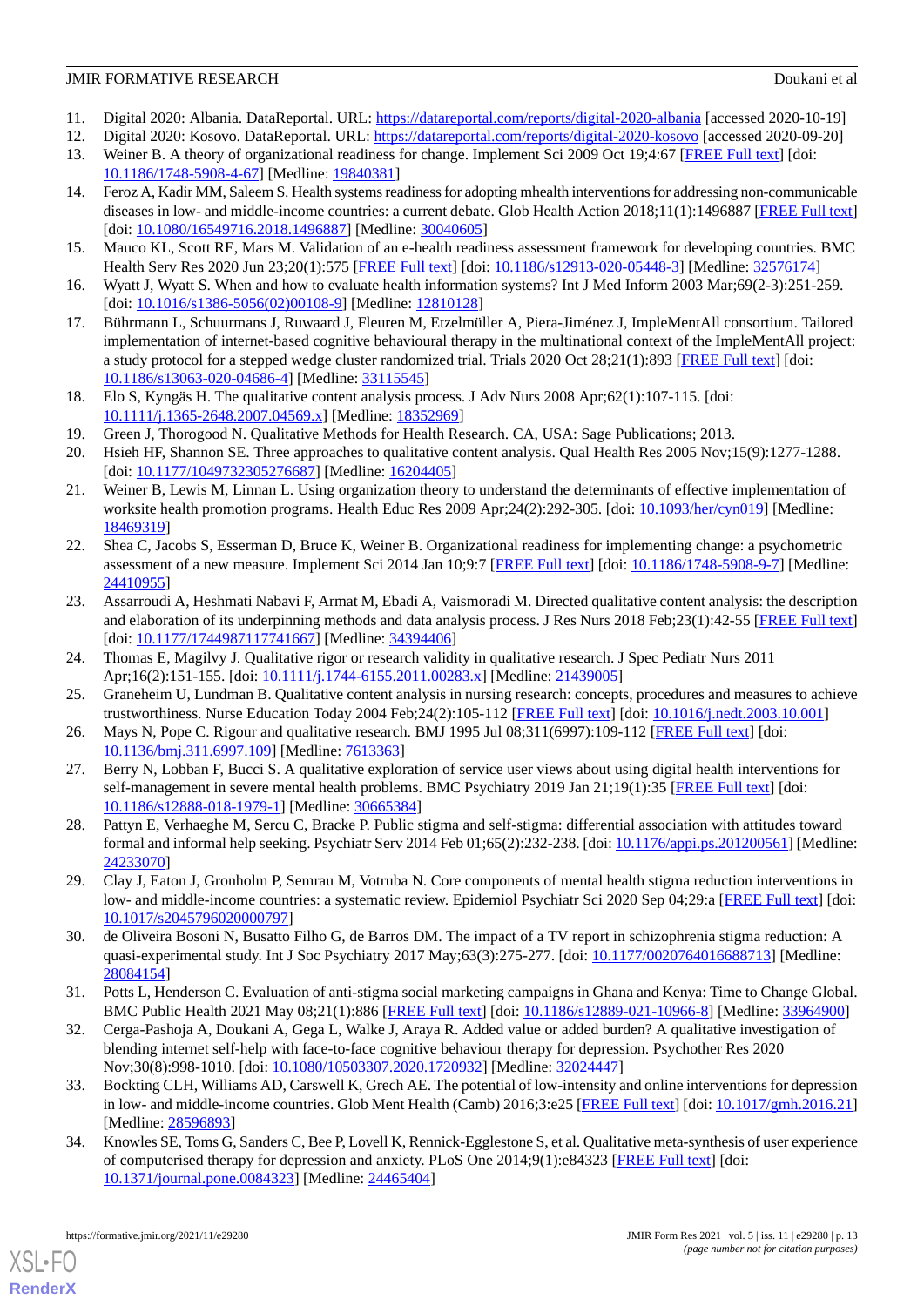11. Digital 2020: Albania. DataReportal. URL: https://datareportal.com/reports/digital-2020-albania [accessed 2020-10-19]
12. Digital 2020: Kosovo. DataReportal. URL: https://datareportal.com/reports/digital-2020-kosovo [accessed 2020-09-20]
13. Weiner B. A theory of organizational readiness for change. Implement Sci 2009 Oct 19;4:67 [FREE Full text] [doi: 10.1186/1748-5908-4-67] [Medline: 19840381]
14. Feroz A, Kadir MM, Saleem S. Health systems readiness for adopting mhealth interventions for addressing non-communicable diseases in low- and middle-income countries: a current debate. Glob Health Action 2018;11(1):1496887 [FREE Full text] [doi: 10.1080/16549716.2018.1496887] [Medline: 30040605]
15. Mauco KL, Scott RE, Mars M. Validation of an e-health readiness assessment framework for developing countries. BMC Health Serv Res 2020 Jun 23;20(1):575 [FREE Full text] [doi: 10.1186/s12913-020-05448-3] [Medline: 32576174]
16. Wyatt J, Wyatt S. When and how to evaluate health information systems? Int J Med Inform 2003 Mar;69(2-3):251-259. [doi: 10.1016/s1386-5056(02)00108-9] [Medline: 12810128]
17. Bührmann L, Schuurmans J, Ruwaard J, Fleuren M, Etzelmüller A, Piera-Jiménez J, ImpleMentAll consortium. Tailored implementation of internet-based cognitive behavioural therapy in the multinational context of the ImpleMentAll project: a study protocol for a stepped wedge cluster randomized trial. Trials 2020 Oct 28;21(1):893 [FREE Full text] [doi: 10.1186/s13063-020-04686-4] [Medline: 33115545]
18. Elo S, Kyngäs H. The qualitative content analysis process. J Adv Nurs 2008 Apr;62(1):107-115. [doi: 10.1111/j.1365-2648.2007.04569.x] [Medline: 18352969]
19. Green J, Thorogood N. Qualitative Methods for Health Research. CA, USA: Sage Publications; 2013.
20. Hsieh HF, Shannon SE. Three approaches to qualitative content analysis. Qual Health Res 2005 Nov;15(9):1277-1288. [doi: 10.1177/1049732305276687] [Medline: 16204405]
21. Weiner B, Lewis M, Linnan L. Using organization theory to understand the determinants of effective implementation of worksite health promotion programs. Health Educ Res 2009 Apr;24(2):292-305. [doi: 10.1093/her/cyn019] [Medline: 18469319]
22. Shea C, Jacobs S, Esserman D, Bruce K, Weiner B. Organizational readiness for implementing change: a psychometric assessment of a new measure. Implement Sci 2014 Jan 10;9:7 [FREE Full text] [doi: 10.1186/1748-5908-9-7] [Medline: 24410955]
23. Assarroudi A, Heshmati Nabavi F, Armat M, Ebadi A, Vaismoradi M. Directed qualitative content analysis: the description and elaboration of its underpinning methods and data analysis process. J Res Nurs 2018 Feb;23(1):42-55 [FREE Full text] [doi: 10.1177/1744987117741667] [Medline: 34394406]
24. Thomas E, Magilvy J. Qualitative rigor or research validity in qualitative research. J Spec Pediatr Nurs 2011 Apr;16(2):151-155. [doi: 10.1111/j.1744-6155.2011.00283.x] [Medline: 21439005]
25. Graneheim U, Lundman B. Qualitative content analysis in nursing research: concepts, procedures and measures to achieve trustworthiness. Nurse Education Today 2004 Feb;24(2):105-112 [FREE Full text] [doi: 10.1016/j.nedt.2003.10.001]
26. Mays N, Pope C. Rigour and qualitative research. BMJ 1995 Jul 08;311(6997):109-112 [FREE Full text] [doi: 10.1136/bmj.311.6997.109] [Medline: 7613363]
27. Berry N, Lobban F, Bucci S. A qualitative exploration of service user views about using digital health interventions for self-management in severe mental health problems. BMC Psychiatry 2019 Jan 21;19(1):35 [FREE Full text] [doi: 10.1186/s12888-018-1979-1] [Medline: 30665384]
28. Pattyn E, Verhaeghe M, Sercu C, Bracke P. Public stigma and self-stigma: differential association with attitudes toward formal and informal help seeking. Psychiatr Serv 2014 Feb 01;65(2):232-238. [doi: 10.1176/appi.ps.201200561] [Medline: 24233070]
29. Clay J, Eaton J, Gronholm P, Semrau M, Votruba N. Core components of mental health stigma reduction interventions in low- and middle-income countries: a systematic review. Epidemiol Psychiatr Sci 2020 Sep 04;29:a [FREE Full text] [doi: 10.1017/s2045796020000797]
30. de Oliveira Bosoni N, Busatto Filho G, de Barros DM. The impact of a TV report in schizophrenia stigma reduction: A quasi-experimental study. Int J Soc Psychiatry 2017 May;63(3):275-277. [doi: 10.1177/0020764016688713] [Medline: 28084154]
31. Potts L, Henderson C. Evaluation of anti-stigma social marketing campaigns in Ghana and Kenya: Time to Change Global. BMC Public Health 2021 May 08;21(1):886 [FREE Full text] [doi: 10.1186/s12889-021-10966-8] [Medline: 33964900]
32. Cerga-Pashoja A, Doukani A, Gega L, Walke J, Araya R. Added value or added burden? A qualitative investigation of blending internet self-help with face-to-face cognitive behaviour therapy for depression. Psychother Res 2020 Nov;30(8):998-1010. [doi: 10.1080/10503307.2020.1720932] [Medline: 32024447]
33. Bockting CLH, Williams AD, Carswell K, Grech AE. The potential of low-intensity and online interventions for depression in low- and middle-income countries. Glob Ment Health (Camb) 2016;3:e25 [FREE Full text] [doi: 10.1017/gmh.2016.21] [Medline: 28596893]
34. Knowles SE, Toms G, Sanders C, Bee P, Lovell K, Rennick-Egglestone S, et al. Qualitative meta-synthesis of user experience of computerised therapy for depression and anxiety. PLoS One 2014;9(1):e84323 [FREE Full text] [doi: 10.1371/journal.pone.0084323] [Medline: 24465404]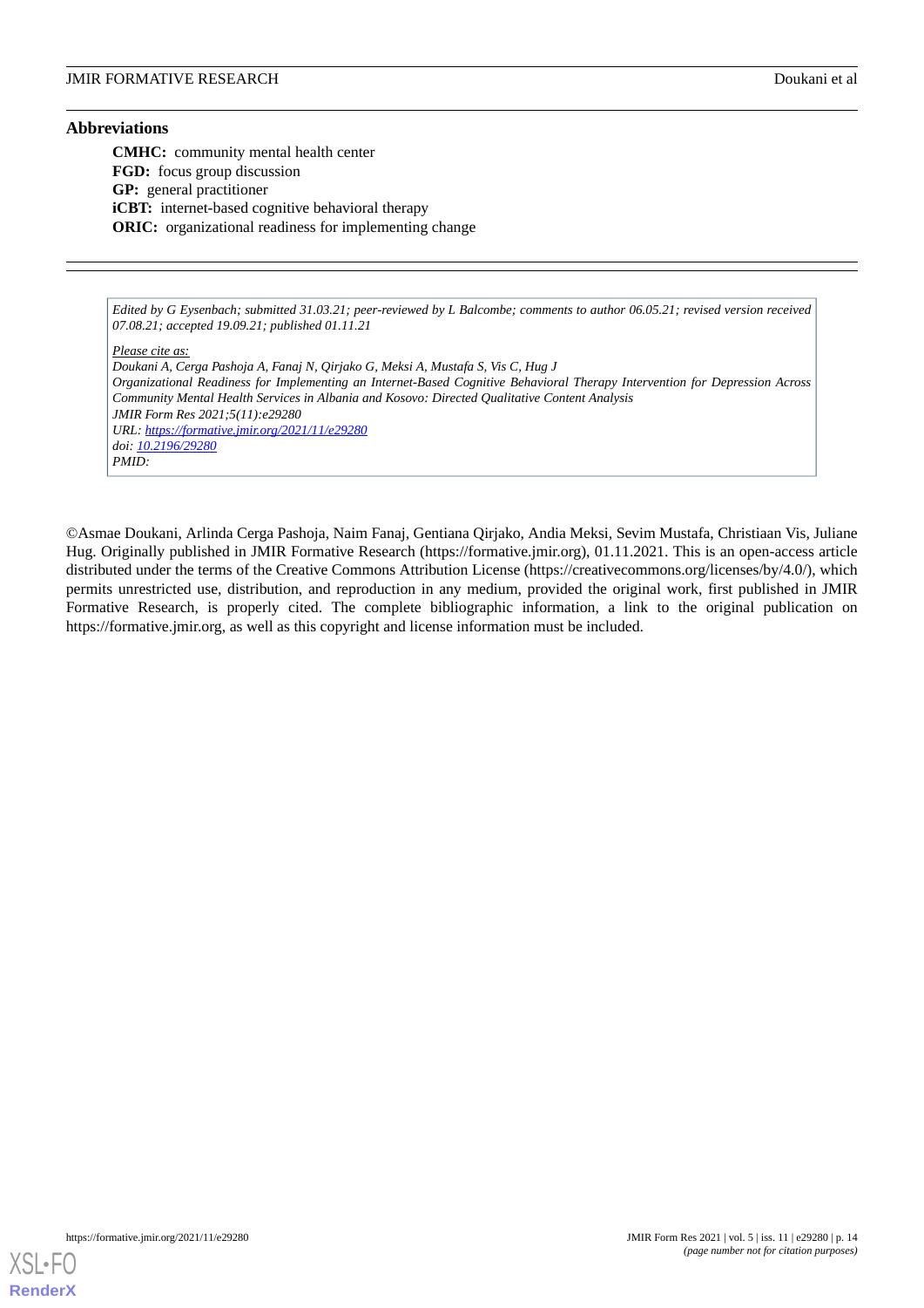## Abbreviations

**CMHC:** community mental health center
**FGD:** focus group discussion
**GP:** general practitioner
**iCBT:** internet-based cognitive behavioral therapy
**ORIC:** organizational readiness for implementing change

---

*Edited by G Eysenbach; submitted 31.03.21; peer-reviewed by L Balcombe; comments to author 06.05.21; revised version received 07.08.21; accepted 19.09.21; published 01.11.21*

*Please cite as:*
*Doukani A, Cerga Pashoja A, Fanaj N, Qirjako G, Meksi A, Mustafa S, Vis C, Hug J*
*Organizational Readiness for Implementing an Internet-Based Cognitive Behavioral Therapy Intervention for Depression Across Community Mental Health Services in Albania and Kosovo: Directed Qualitative Content Analysis*
*JMIR Form Res 2021;5(11):e29280*
*URL: https://formative.jmir.org/2021/11/e29280*
*doi: 10.2196/29280*
*PMID:*

©Asmae Doukani, Arlinda Cerga Pashoja, Naim Fanaj, Gentiana Qirjako, Andia Meksi, Sevim Mustafa, Christiaan Vis, Juliane Hug. Originally published in JMIR Formative Research (https://formative.jmir.org), 01.11.2021. This is an open-access article distributed under the terms of the Creative Commons Attribution License (https://creativecommons.org/licenses/by/4.0/), which permits unrestricted use, distribution, and reproduction in any medium, provided the original work, first published in JMIR Formative Research, is properly cited. The complete bibliographic information, a link to the original publication on https://formative.jmir.org, as well as this copyright and license information must be included.